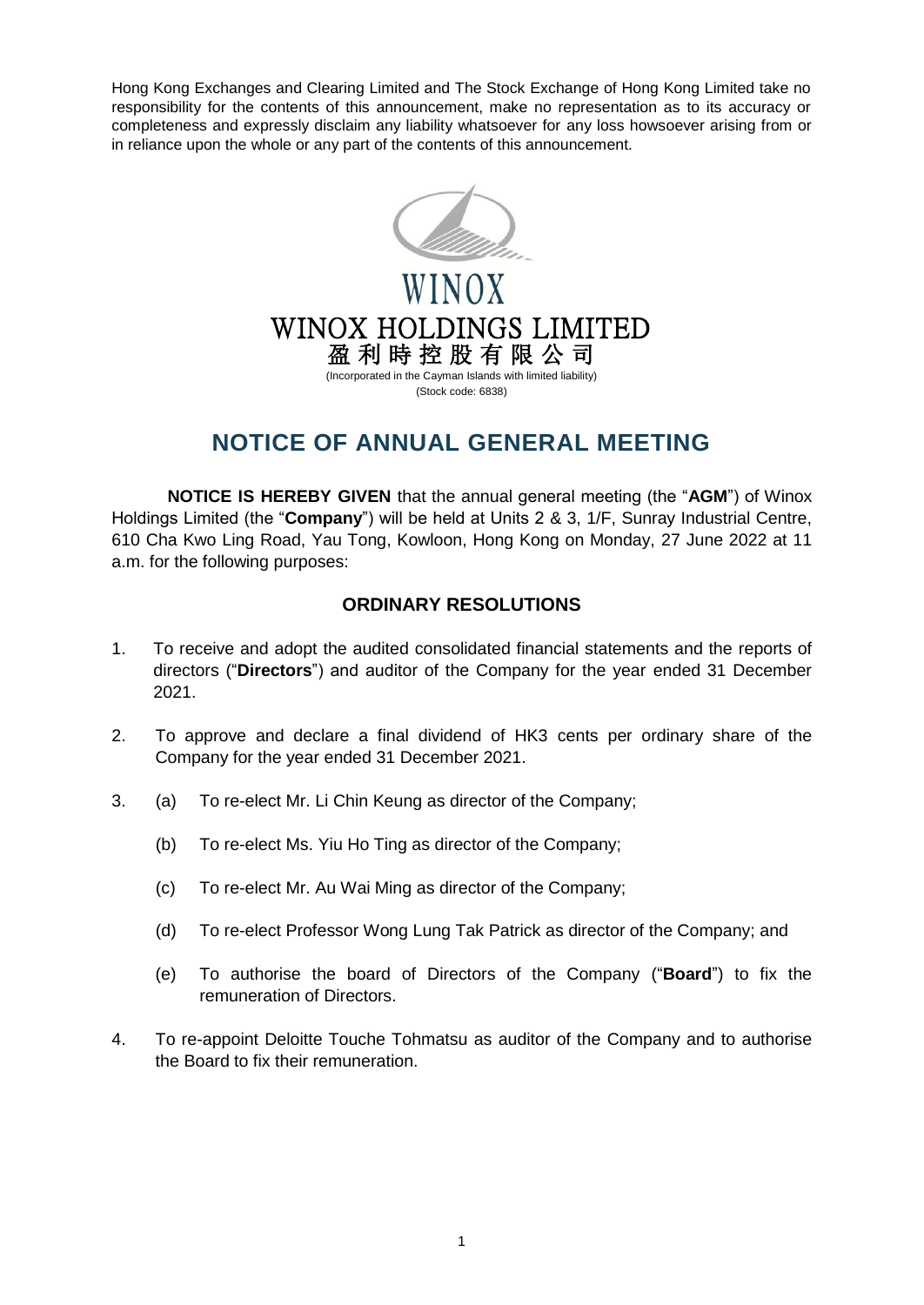Hong Kong Exchanges and Clearing Limited and The Stock Exchange of Hong Kong Limited take no responsibility for the contents of this announcement, make no representation as to its accuracy or completeness and expressly disclaim any liability whatsoever for any loss howsoever arising from or in reliance upon the whole or any part of the contents of this announcement.

WINOX

# WINOX HOLDINGS LIMITED
# 盈利時控股有限公司

(Incorporated in the Cayman Islands with limited liability)
(Stock code: 6838)

## NOTICE OF ANNUAL GENERAL MEETING

**NOTICE IS HEREBY GIVEN** that the annual general meeting (the "**AGM**") of Winox Holdings Limited (the "**Company**") will be held at Units 2 & 3, 1/F, Sunray Industrial Centre, 610 Cha Kwo Ling Road, Yau Tong, Kowloon, Hong Kong on Monday, 27 June 2022 at 11 a.m. for the following purposes:

### ORDINARY RESOLUTIONS

1. To receive and adopt the audited consolidated financial statements and the reports of directors ("**Directors**") and auditor of the Company for the year ended 31 December 2021.

2. To approve and declare a final dividend of HK3 cents per ordinary share of the Company for the year ended 31 December 2021.

3. (a) To re-elect Mr. Li Chin Keung as director of the Company;

   (b) To re-elect Ms. Yiu Ho Ting as director of the Company;

   (c) To re-elect Mr. Au Wai Ming as director of the Company;

   (d) To re-elect Professor Wong Lung Tak Patrick as director of the Company; and

   (e) To authorise the board of Directors of the Company ("**Board**") to fix the remuneration of Directors.

4. To re-appoint Deloitte Touche Tohmatsu as auditor of the Company and to authorise the Board to fix their remuneration.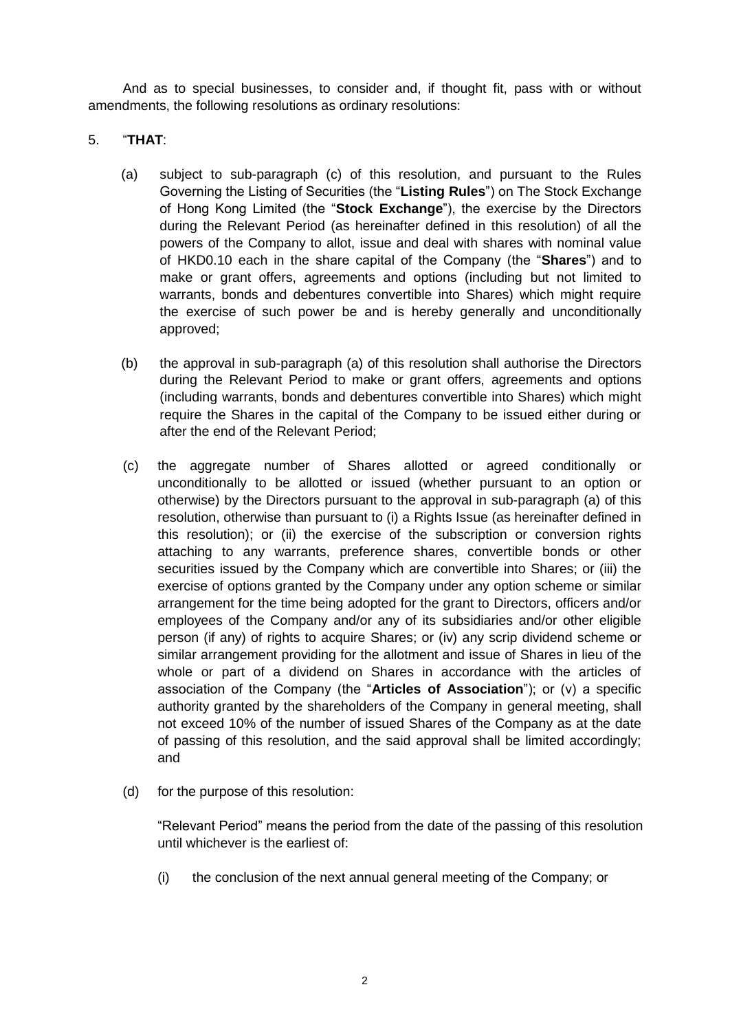And as to special businesses, to consider and, if thought fit, pass with or without amendments, the following resolutions as ordinary resolutions:

5. "**THAT**:

   (a) subject to sub-paragraph (c) of this resolution, and pursuant to the Rules Governing the Listing of Securities (the "**Listing Rules**") on The Stock Exchange of Hong Kong Limited (the "**Stock Exchange**"), the exercise by the Directors during the Relevant Period (as hereinafter defined in this resolution) of all the powers of the Company to allot, issue and deal with shares with nominal value of HKD0.10 each in the share capital of the Company (the "**Shares**") and to make or grant offers, agreements and options (including but not limited to warrants, bonds and debentures convertible into Shares) which might require the exercise of such power be and is hereby generally and unconditionally approved;

   (b) the approval in sub-paragraph (a) of this resolution shall authorise the Directors during the Relevant Period to make or grant offers, agreements and options (including warrants, bonds and debentures convertible into Shares) which might require the Shares in the capital of the Company to be issued either during or after the end of the Relevant Period;

   (c) the aggregate number of Shares allotted or agreed conditionally or unconditionally to be allotted or issued (whether pursuant to an option or otherwise) by the Directors pursuant to the approval in sub-paragraph (a) of this resolution, otherwise than pursuant to (i) a Rights Issue (as hereinafter defined in this resolution); or (ii) the exercise of the subscription or conversion rights attaching to any warrants, preference shares, convertible bonds or other securities issued by the Company which are convertible into Shares; or (iii) the exercise of options granted by the Company under any option scheme or similar arrangement for the time being adopted for the grant to Directors, officers and/or employees of the Company and/or any of its subsidiaries and/or other eligible person (if any) of rights to acquire Shares; or (iv) any scrip dividend scheme or similar arrangement providing for the allotment and issue of Shares in lieu of the whole or part of a dividend on Shares in accordance with the articles of association of the Company (the "**Articles of Association**"); or (v) a specific authority granted by the shareholders of the Company in general meeting, shall not exceed 10% of the number of issued Shares of the Company as at the date of passing of this resolution, and the said approval shall be limited accordingly; and

   (d) for the purpose of this resolution:

   "Relevant Period" means the period from the date of the passing of this resolution until whichever is the earliest of:

   (i) the conclusion of the next annual general meeting of the Company; or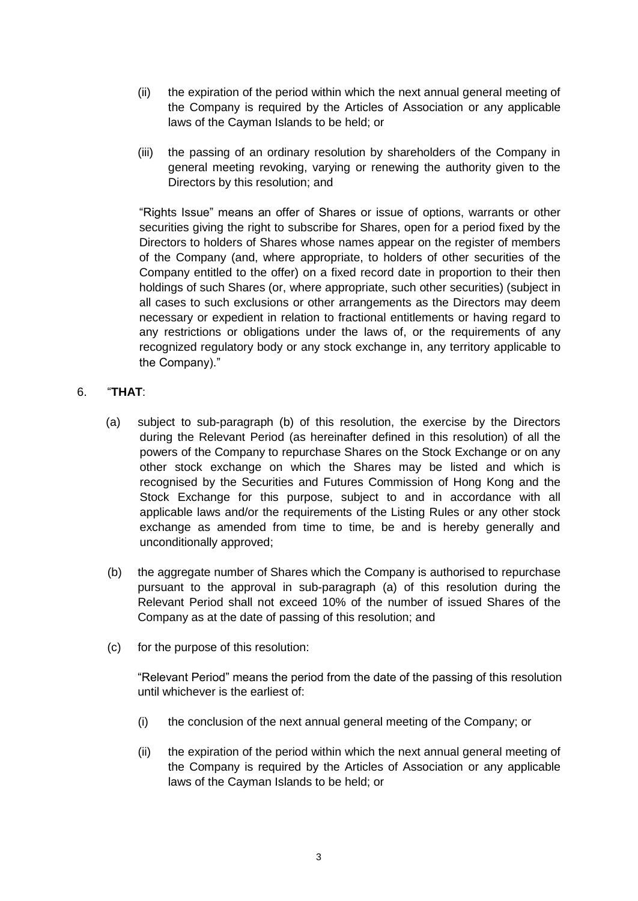(ii) the expiration of the period within which the next annual general meeting of the Company is required by the Articles of Association or any applicable laws of the Cayman Islands to be held; or

(iii) the passing of an ordinary resolution by shareholders of the Company in general meeting revoking, varying or renewing the authority given to the Directors by this resolution; and

"Rights Issue" means an offer of Shares or issue of options, warrants or other securities giving the right to subscribe for Shares, open for a period fixed by the Directors to holders of Shares whose names appear on the register of members of the Company (and, where appropriate, to holders of other securities of the Company entitled to the offer) on a fixed record date in proportion to their then holdings of such Shares (or, where appropriate, such other securities) (subject in all cases to such exclusions or other arrangements as the Directors may deem necessary or expedient in relation to fractional entitlements or having regard to any restrictions or obligations under the laws of, or the requirements of any recognized regulatory body or any stock exchange in, any territory applicable to the Company)."

6. "**THAT**:

(a) subject to sub-paragraph (b) of this resolution, the exercise by the Directors during the Relevant Period (as hereinafter defined in this resolution) of all the powers of the Company to repurchase Shares on the Stock Exchange or on any other stock exchange on which the Shares may be listed and which is recognised by the Securities and Futures Commission of Hong Kong and the Stock Exchange for this purpose, subject to and in accordance with all applicable laws and/or the requirements of the Listing Rules or any other stock exchange as amended from time to time, be and is hereby generally and unconditionally approved;

(b) the aggregate number of Shares which the Company is authorised to repurchase pursuant to the approval in sub-paragraph (a) of this resolution during the Relevant Period shall not exceed 10% of the number of issued Shares of the Company as at the date of passing of this resolution; and

(c) for the purpose of this resolution:

"Relevant Period" means the period from the date of the passing of this resolution until whichever is the earliest of:

(i) the conclusion of the next annual general meeting of the Company; or

(ii) the expiration of the period within which the next annual general meeting of the Company is required by the Articles of Association or any applicable laws of the Cayman Islands to be held; or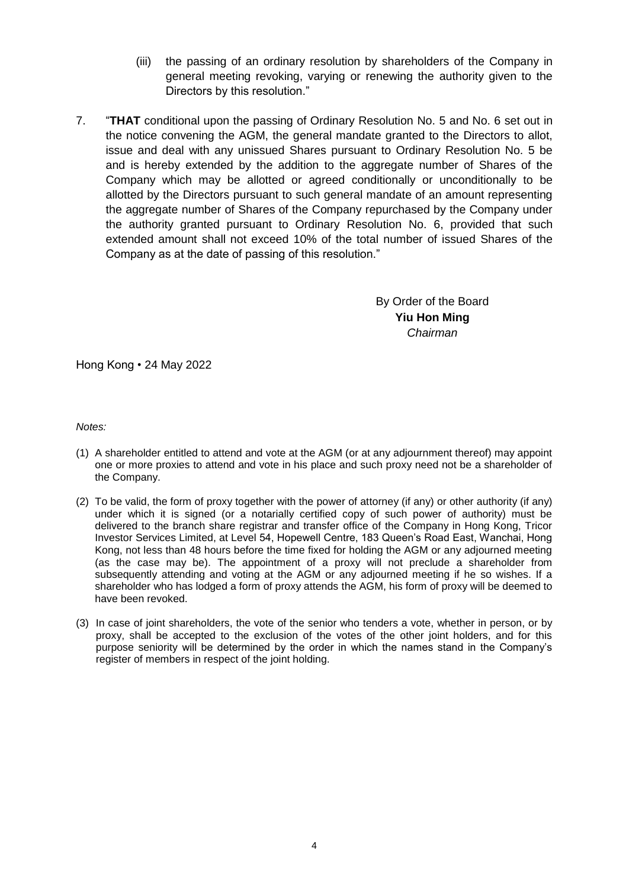(iii) the passing of an ordinary resolution by shareholders of the Company in general meeting revoking, varying or renewing the authority given to the Directors by this resolution."

7. "**THAT** conditional upon the passing of Ordinary Resolution No. 5 and No. 6 set out in the notice convening the AGM, the general mandate granted to the Directors to allot, issue and deal with any unissued Shares pursuant to Ordinary Resolution No. 5 be and is hereby extended by the addition to the aggregate number of Shares of the Company which may be allotted or agreed conditionally or unconditionally to be allotted by the Directors pursuant to such general mandate of an amount representing the aggregate number of Shares of the Company repurchased by the Company under the authority granted pursuant to Ordinary Resolution No. 6, provided that such extended amount shall not exceed 10% of the total number of issued Shares of the Company as at the date of passing of this resolution."

By Order of the Board
**Yiu Hon Ming**
*Chairman*

Hong Kong • 24 May 2022

*Notes:*

(1) A shareholder entitled to attend and vote at the AGM (or at any adjournment thereof) may appoint one or more proxies to attend and vote in his place and such proxy need not be a shareholder of the Company.

(2) To be valid, the form of proxy together with the power of attorney (if any) or other authority (if any) under which it is signed (or a notarially certified copy of such power of authority) must be delivered to the branch share registrar and transfer office of the Company in Hong Kong, Tricor Investor Services Limited, at Level 54, Hopewell Centre, 183 Queen's Road East, Wanchai, Hong Kong, not less than 48 hours before the time fixed for holding the AGM or any adjourned meeting (as the case may be). The appointment of a proxy will not preclude a shareholder from subsequently attending and voting at the AGM or any adjourned meeting if he so wishes. If a shareholder who has lodged a form of proxy attends the AGM, his form of proxy will be deemed to have been revoked.

(3) In case of joint shareholders, the vote of the senior who tenders a vote, whether in person, or by proxy, shall be accepted to the exclusion of the votes of the other joint holders, and for this purpose seniority will be determined by the order in which the names stand in the Company's register of members in respect of the joint holding.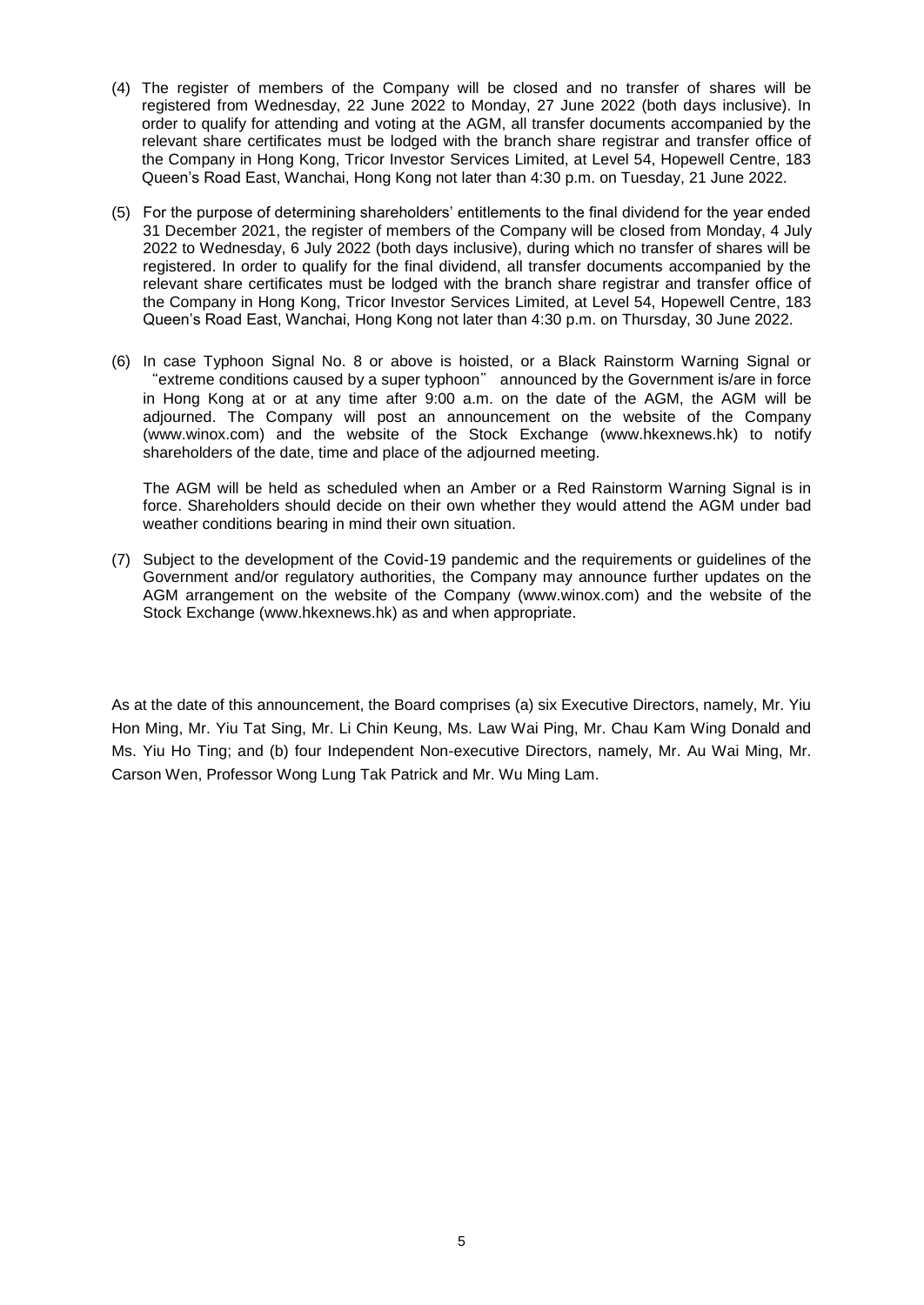(4) The register of members of the Company will be closed and no transfer of shares will be registered from Wednesday, 22 June 2022 to Monday, 27 June 2022 (both days inclusive). In order to qualify for attending and voting at the AGM, all transfer documents accompanied by the relevant share certificates must be lodged with the branch share registrar and transfer office of the Company in Hong Kong, Tricor Investor Services Limited, at Level 54, Hopewell Centre, 183 Queen's Road East, Wanchai, Hong Kong not later than 4:30 p.m. on Tuesday, 21 June 2022.

(5) For the purpose of determining shareholders' entitlements to the final dividend for the year ended 31 December 2021, the register of members of the Company will be closed from Monday, 4 July 2022 to Wednesday, 6 July 2022 (both days inclusive), during which no transfer of shares will be registered. In order to qualify for the final dividend, all transfer documents accompanied by the relevant share certificates must be lodged with the branch share registrar and transfer office of the Company in Hong Kong, Tricor Investor Services Limited, at Level 54, Hopewell Centre, 183 Queen's Road East, Wanchai, Hong Kong not later than 4:30 p.m. on Thursday, 30 June 2022.

(6) In case Typhoon Signal No. 8 or above is hoisted, or a Black Rainstorm Warning Signal or "extreme conditions caused by a super typhoon" announced by the Government is/are in force in Hong Kong at or at any time after 9:00 a.m. on the date of the AGM, the AGM will be adjourned. The Company will post an announcement on the website of the Company (www.winox.com) and the website of the Stock Exchange (www.hkexnews.hk) to notify shareholders of the date, time and place of the adjourned meeting.

    The AGM will be held as scheduled when an Amber or a Red Rainstorm Warning Signal is in force. Shareholders should decide on their own whether they would attend the AGM under bad weather conditions bearing in mind their own situation.

(7) Subject to the development of the Covid-19 pandemic and the requirements or guidelines of the Government and/or regulatory authorities, the Company may announce further updates on the AGM arrangement on the website of the Company (www.winox.com) and the website of the Stock Exchange (www.hkexnews.hk) as and when appropriate.

As at the date of this announcement, the Board comprises (a) six Executive Directors, namely, Mr. Yiu Hon Ming, Mr. Yiu Tat Sing, Mr. Li Chin Keung, Ms. Law Wai Ping, Mr. Chau Kam Wing Donald and Ms. Yiu Ho Ting; and (b) four Independent Non-executive Directors, namely, Mr. Au Wai Ming, Mr. Carson Wen, Professor Wong Lung Tak Patrick and Mr. Wu Ming Lam.